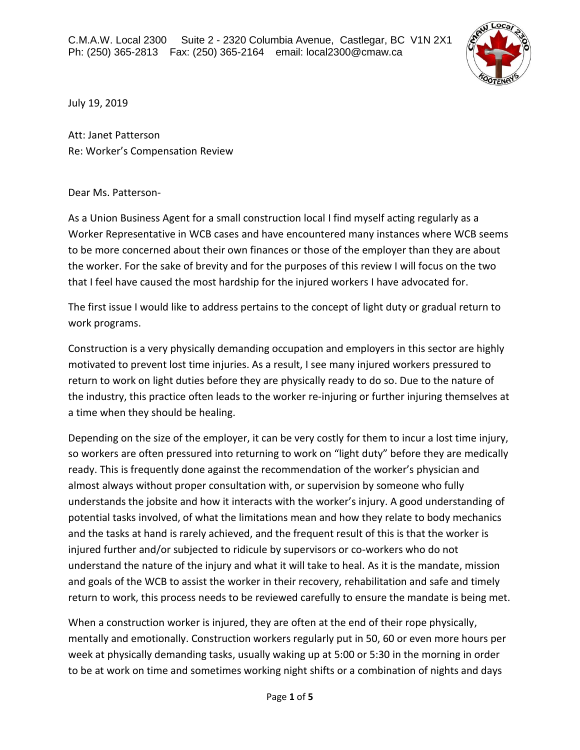C.M.A.W. Local 2300 Suite 2 - 2320 Columbia Avenue, Castlegar, BC V1N 2X1
Ph: (250) 365-2813 Fax: (250) 365-2164 email: local2300@cmaw.ca

July 19, 2019

Att: Janet Patterson
Re: Worker's Compensation Review

Dear Ms. Patterson-

As a Union Business Agent for a small construction local I find myself acting regularly as a Worker Representative in WCB cases and have encountered many instances where WCB seems to be more concerned about their own finances or those of the employer than they are about the worker. For the sake of brevity and for the purposes of this review I will focus on the two that I feel have caused the most hardship for the injured workers I have advocated for.

The first issue I would like to address pertains to the concept of light duty or gradual return to work programs.

Construction is a very physically demanding occupation and employers in this sector are highly motivated to prevent lost time injuries. As a result, I see many injured workers pressured to return to work on light duties before they are physically ready to do so. Due to the nature of the industry, this practice often leads to the worker re-injuring or further injuring themselves at a time when they should be healing.

Depending on the size of the employer, it can be very costly for them to incur a lost time injury, so workers are often pressured into returning to work on "light duty" before they are medically ready. This is frequently done against the recommendation of the worker's physician and almost always without proper consultation with, or supervision by someone who fully understands the jobsite and how it interacts with the worker's injury. A good understanding of potential tasks involved, of what the limitations mean and how they relate to body mechanics and the tasks at hand is rarely achieved, and the frequent result of this is that the worker is injured further and/or subjected to ridicule by supervisors or co-workers who do not understand the nature of the injury and what it will take to heal. As it is the mandate, mission and goals of the WCB to assist the worker in their recovery, rehabilitation and safe and timely return to work, this process needs to be reviewed carefully to ensure the mandate is being met.

When a construction worker is injured, they are often at the end of their rope physically, mentally and emotionally. Construction workers regularly put in 50, 60 or even more hours per week at physically demanding tasks, usually waking up at 5:00 or 5:30 in the morning in order to be at work on time and sometimes working night shifts or a combination of nights and days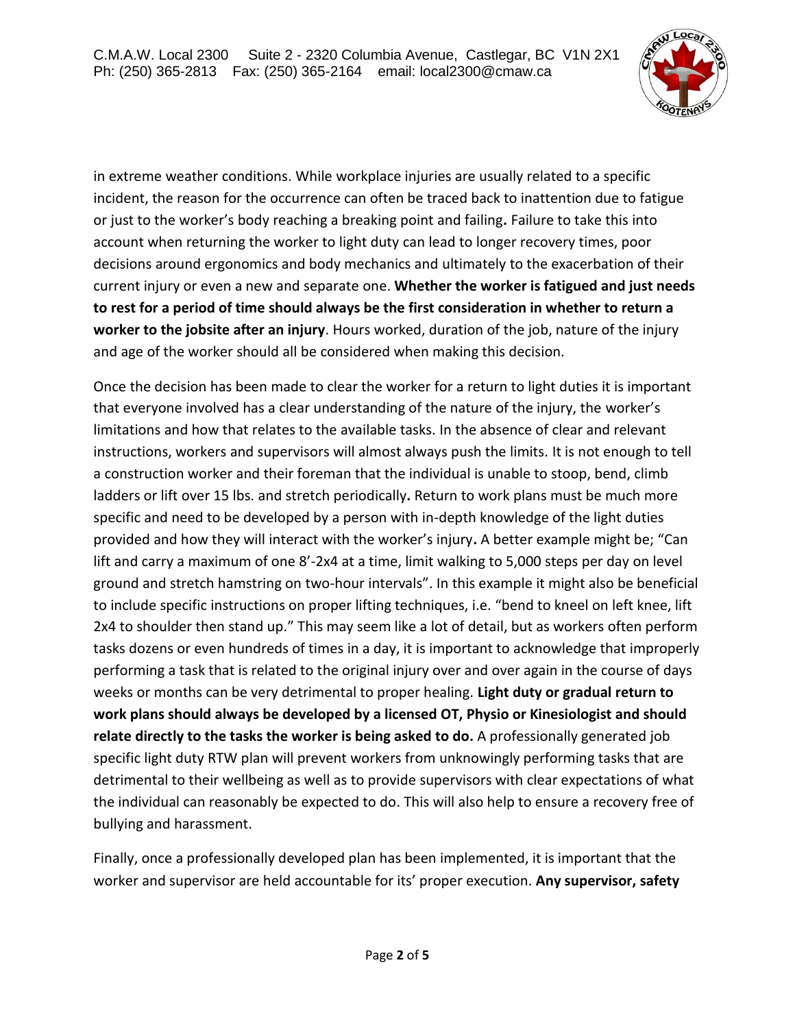in extreme weather conditions. While workplace injuries are usually related to a specific incident, the reason for the occurrence can often be traced back to inattention due to fatigue or just to the worker's body reaching a breaking point and failing**.** Failure to take this into account when returning the worker to light duty can lead to longer recovery times, poor decisions around ergonomics and body mechanics and ultimately to the exacerbation of their current injury or even a new and separate one. **Whether the worker is fatigued and just needs to rest for a period of time should always be the first consideration in whether to return a worker to the jobsite after an injury**. Hours worked, duration of the job, nature of the injury and age of the worker should all be considered when making this decision.

Once the decision has been made to clear the worker for a return to light duties it is important that everyone involved has a clear understanding of the nature of the injury, the worker's limitations and how that relates to the available tasks. In the absence of clear and relevant instructions, workers and supervisors will almost always push the limits. It is not enough to tell a construction worker and their foreman that the individual is unable to stoop, bend, climb ladders or lift over 15 lbs. and stretch periodically**.** Return to work plans must be much more specific and need to be developed by a person with in-depth knowledge of the light duties provided and how they will interact with the worker's injury**.** A better example might be; "Can lift and carry a maximum of one 8'-2x4 at a time, limit walking to 5,000 steps per day on level ground and stretch hamstring on two-hour intervals". In this example it might also be beneficial to include specific instructions on proper lifting techniques, i.e. "bend to kneel on left knee, lift 2x4 to shoulder then stand up." This may seem like a lot of detail, but as workers often perform tasks dozens or even hundreds of times in a day, it is important to acknowledge that improperly performing a task that is related to the original injury over and over again in the course of days weeks or months can be very detrimental to proper healing. **Light duty or gradual return to work plans should always be developed by a licensed OT, Physio or Kinesiologist and should relate directly to the tasks the worker is being asked to do.** A professionally generated job specific light duty RTW plan will prevent workers from unknowingly performing tasks that are detrimental to their wellbeing as well as to provide supervisors with clear expectations of what the individual can reasonably be expected to do. This will also help to ensure a recovery free of bullying and harassment.

Finally, once a professionally developed plan has been implemented, it is important that the worker and supervisor are held accountable for its' proper execution. **Any supervisor, safety**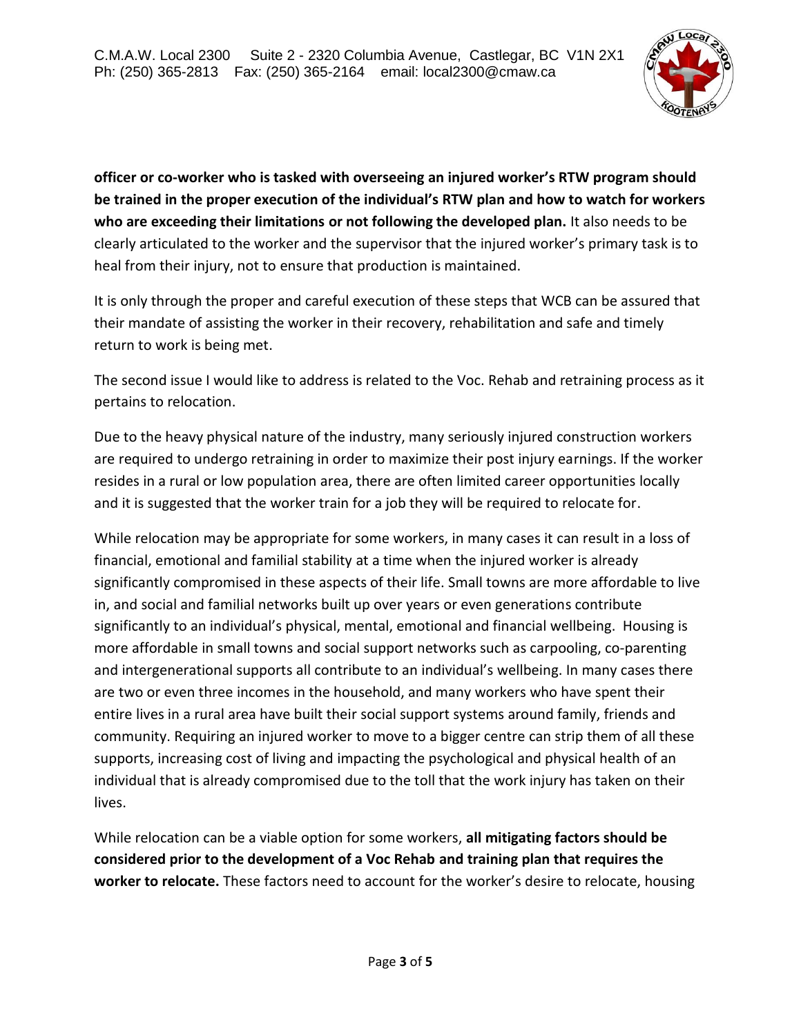**officer or co-worker who is tasked with overseeing an injured worker's RTW program should be trained in the proper execution of the individual's RTW plan and how to watch for workers who are exceeding their limitations or not following the developed plan.** It also needs to be clearly articulated to the worker and the supervisor that the injured worker's primary task is to heal from their injury, not to ensure that production is maintained.

It is only through the proper and careful execution of these steps that WCB can be assured that their mandate of assisting the worker in their recovery, rehabilitation and safe and timely return to work is being met.

The second issue I would like to address is related to the Voc. Rehab and retraining process as it pertains to relocation.

Due to the heavy physical nature of the industry, many seriously injured construction workers are required to undergo retraining in order to maximize their post injury earnings. If the worker resides in a rural or low population area, there are often limited career opportunities locally and it is suggested that the worker train for a job they will be required to relocate for.

While relocation may be appropriate for some workers, in many cases it can result in a loss of financial, emotional and familial stability at a time when the injured worker is already significantly compromised in these aspects of their life. Small towns are more affordable to live in, and social and familial networks built up over years or even generations contribute significantly to an individual's physical, mental, emotional and financial wellbeing. Housing is more affordable in small towns and social support networks such as carpooling, co-parenting and intergenerational supports all contribute to an individual's wellbeing. In many cases there are two or even three incomes in the household, and many workers who have spent their entire lives in a rural area have built their social support systems around family, friends and community. Requiring an injured worker to move to a bigger centre can strip them of all these supports, increasing cost of living and impacting the psychological and physical health of an individual that is already compromised due to the toll that the work injury has taken on their lives.

While relocation can be a viable option for some workers, **all mitigating factors should be considered prior to the development of a Voc Rehab and training plan that requires the worker to relocate.** These factors need to account for the worker's desire to relocate, housing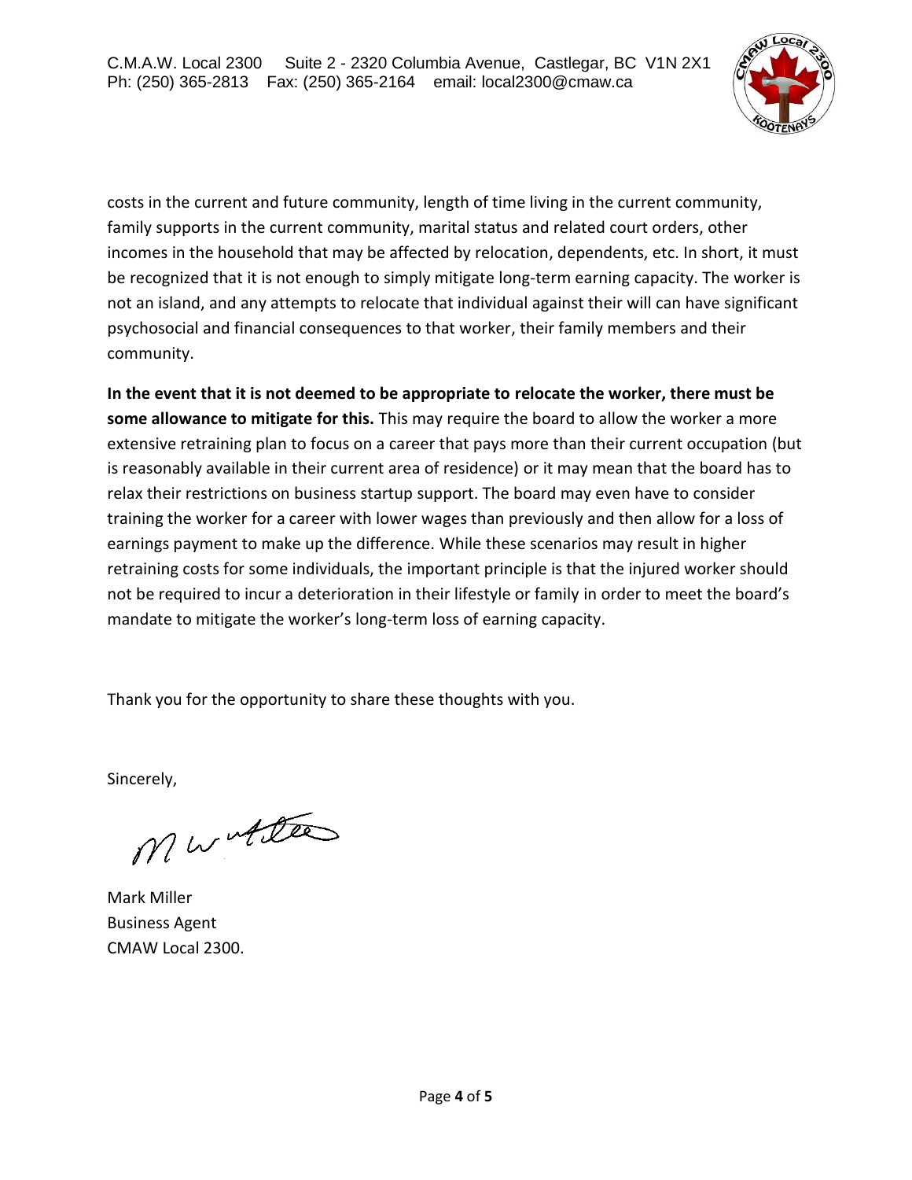costs in the current and future community, length of time living in the current community, family supports in the current community, marital status and related court orders, other incomes in the household that may be affected by relocation, dependents, etc. In short, it must be recognized that it is not enough to simply mitigate long-term earning capacity. The worker is not an island, and any attempts to relocate that individual against their will can have significant psychosocial and financial consequences to that worker, their family members and their community.

**In the event that it is not deemed to be appropriate to relocate the worker, there must be some allowance to mitigate for this.** This may require the board to allow the worker a more extensive retraining plan to focus on a career that pays more than their current occupation (but is reasonably available in their current area of residence) or it may mean that the board has to relax their restrictions on business startup support. The board may even have to consider training the worker for a career with lower wages than previously and then allow for a loss of earnings payment to make up the difference. While these scenarios may result in higher retraining costs for some individuals, the important principle is that the injured worker should not be required to incur a deterioration in their lifestyle or family in order to meet the board's mandate to mitigate the worker's long-term loss of earning capacity.

Thank you for the opportunity to share these thoughts with you.

Sincerely,

Mark Miller
Business Agent
CMAW Local 2300.